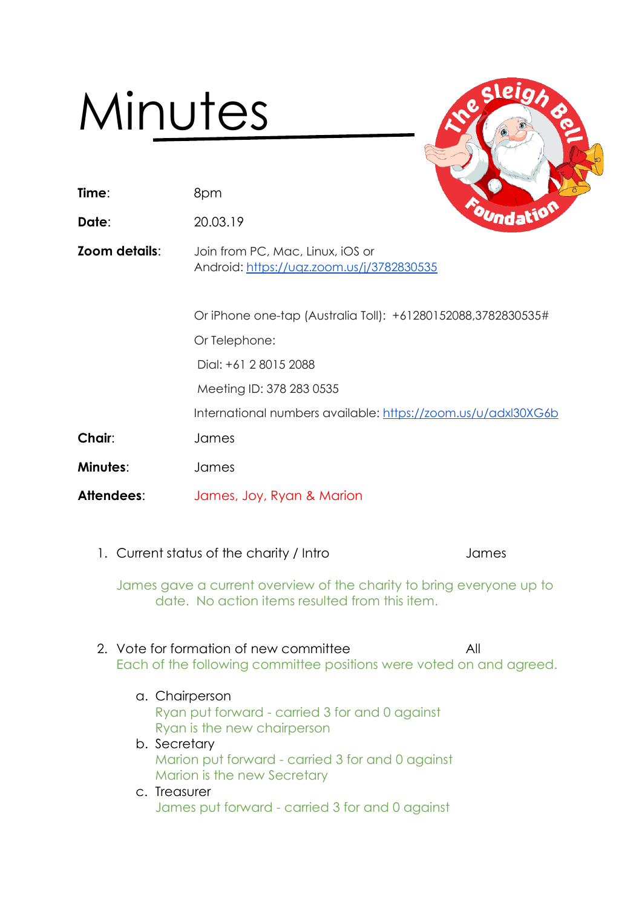# Minutes

**Time**: 8pm

**Date**: 20.03.19

**Zoom details**: Join from PC, Mac, Linux, iOS or Android: https://uqz.zoom.us/j/3782830535

Or iPhone one-tap (Australia Toll): +61280152088,3782830535#

Or Telephone:

Dial: +61 2 8015 2088

Meeting ID: 378 283 0535

International numbers available: https://zoom.us/u/adxl30XG6b

**Chair**: James

**Minutes**: James

**Attendees**: James, Joy, Ryan & Marion

1. Current status of the charity / Intro — James

   James gave a current overview of the charity to bring everyone up to date. No action items resulted from this item.

2. Vote for formation of new committee — All

   Each of the following committee positions were voted on and agreed.

   a. Chairperson
      Ryan put forward - carried 3 for and 0 against
      Ryan is the new chairperson

   b. Secretary
      Marion put forward - carried 3 for and 0 against
      Marion is the new Secretary

   c. Treasurer
      James put forward - carried 3 for and 0 against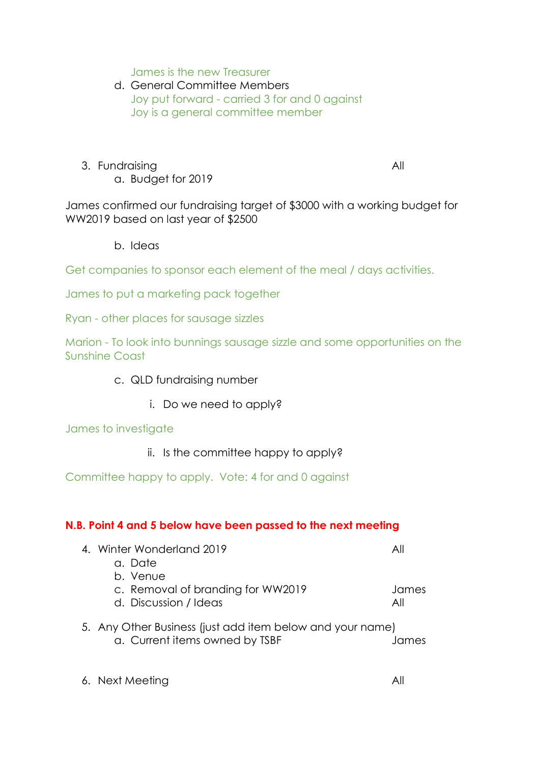James is the new Treasurer

d. General Committee Members

Joy put forward - carried 3 for and 0 against

Joy is a general committee member

3. Fundraising — All

    a. Budget for 2019

James confirmed our fundraising target of $3000 with a working budget for WW2019 based on last year of $2500

    b. Ideas

Get companies to sponsor each element of the meal / days activities.

James to put a marketing pack together

Ryan - other places for sausage sizzles

Marion - To look into bunnings sausage sizzle and some opportunities on the Sunshine Coast

    c. QLD fundraising number

        i. Do we need to apply?

James to investigate

        ii. Is the committee happy to apply?

Committee happy to apply.  Vote: 4 for and 0 against

**N.B. Point 4 and 5 below have been passed to the next meeting**

4. Winter Wonderland 2019 — All
    a. Date
    b. Venue
    c. Removal of branding for WW2019 — James
    d. Discussion / Ideas — All

5. Any Other Business (just add item below and your name)
    a. Current items owned by TSBF — James

6. Next Meeting — All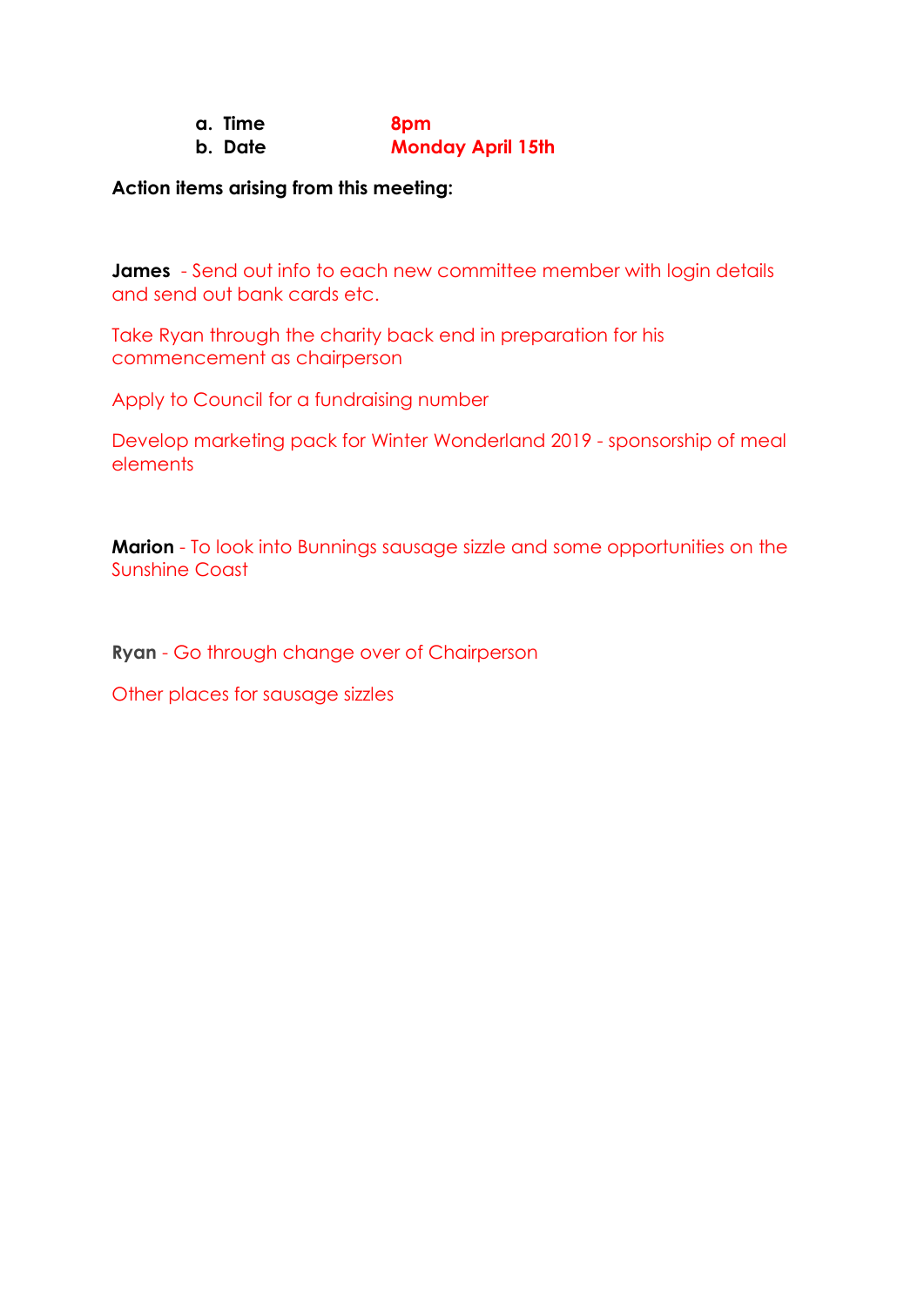a. **Time** **8pm**
b. **Date** **Monday April 15th**

**Action items arising from this meeting:**

**James** - Send out info to each new committee member with login details and send out bank cards etc.

Take Ryan through the charity back end in preparation for his commencement as chairperson

Apply to Council for a fundraising number

Develop marketing pack for Winter Wonderland 2019 - sponsorship of meal elements

**Marion** - To look into Bunnings sausage sizzle and some opportunities on the Sunshine Coast

**Ryan** - Go through change over of Chairperson

Other places for sausage sizzles